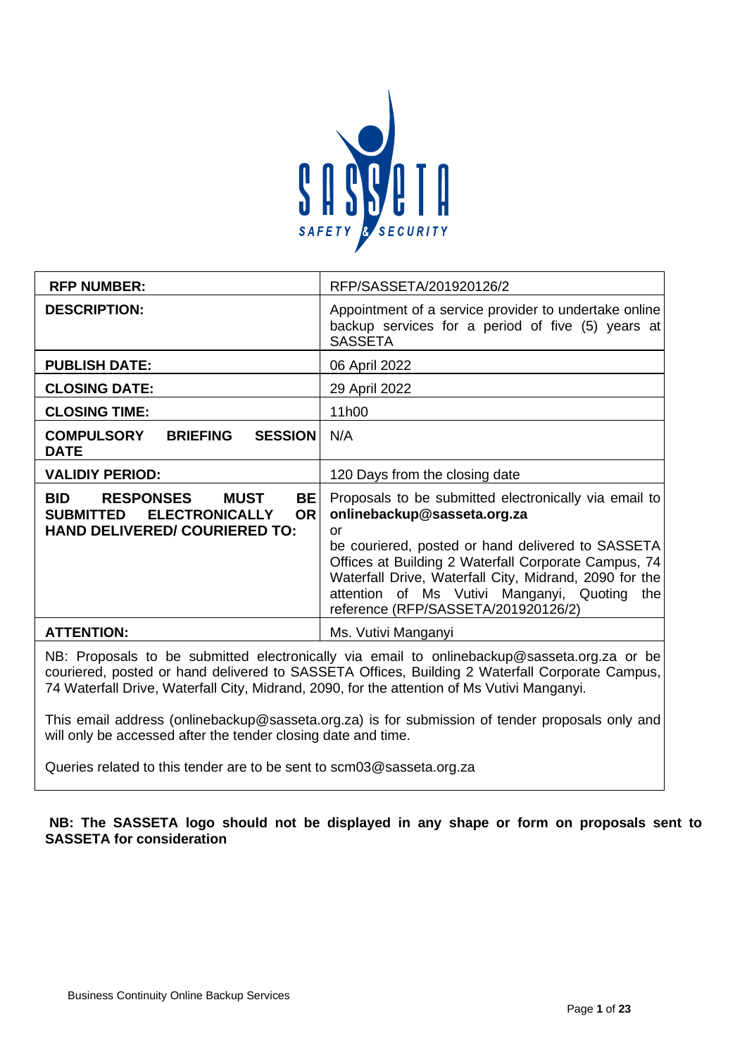SASSETA

SAFETY & SECURITY

| RFP NUMBER: | RFP/SASSETA/201920126/2 |
|---|---|
| DESCRIPTION: | Appointment of a service provider to undertake online backup services for a period of five (5) years at SASSETA |
| PUBLISH DATE: | 06 April 2022 |
| CLOSING DATE: | 29 April 2022 |
| CLOSING TIME: | 11h00 |
| COMPULSORY BRIEFING SESSION DATE | N/A |
| VALIDIY PERIOD: | 120 Days from the closing date |
| BID RESPONSES MUST BE SUBMITTED ELECTRONICALLY OR HAND DELIVERED/ COURIERED TO: | Proposals to be submitted electronically via email to **onlinebackup@sasseta.org.za** or be couriered, posted or hand delivered to SASSETA Offices at Building 2 Waterfall Corporate Campus, 74 Waterfall Drive, Waterfall City, Midrand, 2090 for the attention of Ms Vutivi Manganyi, Quoting the reference (RFP/SASSETA/201920126/2) |
| ATTENTION: | Ms. Vutivi Manganyi |

NB: Proposals to be submitted electronically via email to onlinebackup@sasseta.org.za or be couriered, posted or hand delivered to SASSETA Offices, Building 2 Waterfall Corporate Campus, 74 Waterfall Drive, Waterfall City, Midrand, 2090, for the attention of Ms Vutivi Manganyi.

This email address (onlinebackup@sasseta.org.za) is for submission of tender proposals only and will only be accessed after the tender closing date and time.

Queries related to this tender are to be sent to scm03@sasseta.org.za

**NB: The SASSETA logo should not be displayed in any shape or form on proposals sent to SASSETA for consideration**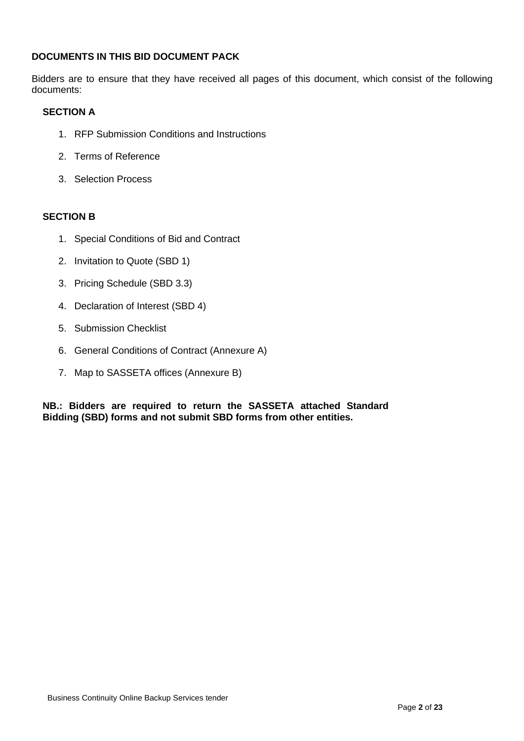**DOCUMENTS IN THIS BID DOCUMENT PACK**

Bidders are to ensure that they have received all pages of this document, which consist of the following documents:

**SECTION A**

1. RFP Submission Conditions and Instructions
2. Terms of Reference
3. Selection Process

**SECTION B**

1. Special Conditions of Bid and Contract
2. Invitation to Quote (SBD 1)
3. Pricing Schedule (SBD 3.3)
4. Declaration of Interest (SBD 4)
5. Submission Checklist
6. General Conditions of Contract (Annexure A)
7. Map to SASSETA offices (Annexure B)

**NB.: Bidders are required to return the SASSETA attached Standard Bidding (SBD) forms and not submit SBD forms from other entities.**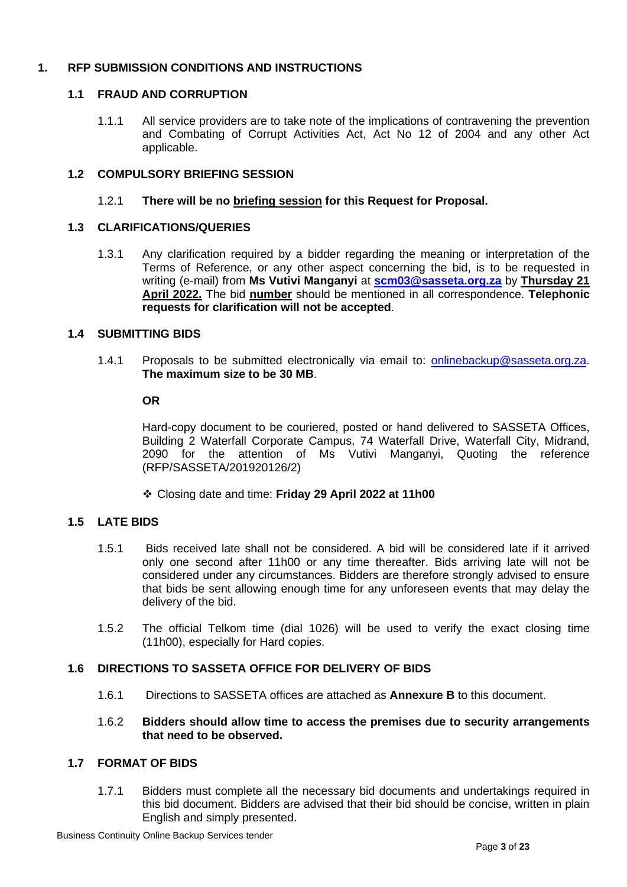# 1. RFP SUBMISSION CONDITIONS AND INSTRUCTIONS

## 1.1 FRAUD AND CORRUPTION

1.1.1 All service providers are to take note of the implications of contravening the prevention and Combating of Corrupt Activities Act, Act No 12 of 2004 and any other Act applicable.

## 1.2 COMPULSORY BRIEFING SESSION

1.2.1 **There will be no <u>briefing session</u> for this Request for Proposal.**

## 1.3 CLARIFICATIONS/QUERIES

1.3.1 Any clarification required by a bidder regarding the meaning or interpretation of the Terms of Reference, or any other aspect concerning the bid, is to be requested in writing (e-mail) from **Ms Vutivi Manganyi** at **scm03@sasseta.org.za** by **<u>Thursday 21 April 2022.</u>** The bid **<u>number</u>** should be mentioned in all correspondence. **Telephonic requests for clarification will not be accepted**.

## 1.4 SUBMITTING BIDS

1.4.1 Proposals to be submitted electronically via email to: onlinebackup@sasseta.org.za. **The maximum size to be 30 MB**.

**OR**

Hard-copy document to be couriered, posted or hand delivered to SASSETA Offices, Building 2 Waterfall Corporate Campus, 74 Waterfall Drive, Waterfall City, Midrand, 2090 for the attention of Ms Vutivi Manganyi, Quoting the reference (RFP/SASSETA/201920126/2)

- Closing date and time: **Friday 29 April 2022 at 11h00**

## 1.5 LATE BIDS

1.5.1 Bids received late shall not be considered. A bid will be considered late if it arrived only one second after 11h00 or any time thereafter. Bids arriving late will not be considered under any circumstances. Bidders are therefore strongly advised to ensure that bids be sent allowing enough time for any unforeseen events that may delay the delivery of the bid.

1.5.2 The official Telkom time (dial 1026) will be used to verify the exact closing time (11h00), especially for Hard copies.

## 1.6 DIRECTIONS TO SASSETA OFFICE FOR DELIVERY OF BIDS

1.6.1 Directions to SASSETA offices are attached as **Annexure B** to this document.

1.6.2 **Bidders should allow time to access the premises due to security arrangements that need to be observed.**

## 1.7 FORMAT OF BIDS

1.7.1 Bidders must complete all the necessary bid documents and undertakings required in this bid document. Bidders are advised that their bid should be concise, written in plain English and simply presented.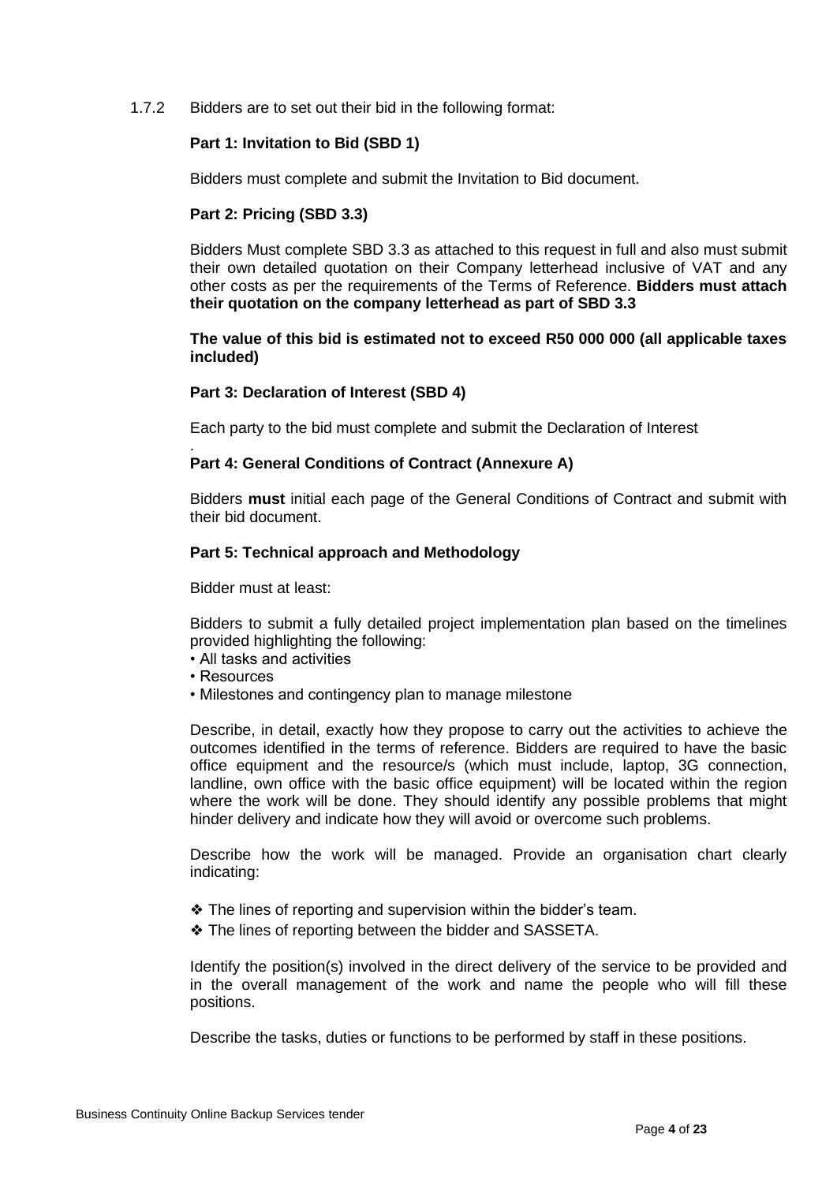1.7.2 Bidders are to set out their bid in the following format:

**Part 1: Invitation to Bid (SBD 1)**

Bidders must complete and submit the Invitation to Bid document.

**Part 2: Pricing (SBD 3.3)**

Bidders Must complete SBD 3.3 as attached to this request in full and also must submit their own detailed quotation on their Company letterhead inclusive of VAT and any other costs as per the requirements of the Terms of Reference. **Bidders must attach their quotation on the company letterhead as part of SBD 3.3**

**The value of this bid is estimated not to exceed R50 000 000 (all applicable taxes included)**

**Part 3: Declaration of Interest (SBD 4)**

Each party to the bid must complete and submit the Declaration of Interest

.

**Part 4: General Conditions of Contract (Annexure A)**

Bidders **must** initial each page of the General Conditions of Contract and submit with their bid document.

**Part 5: Technical approach and Methodology**

Bidder must at least:

Bidders to submit a fully detailed project implementation plan based on the timelines provided highlighting the following:

- All tasks and activities
- Resources
- Milestones and contingency plan to manage milestone

Describe, in detail, exactly how they propose to carry out the activities to achieve the outcomes identified in the terms of reference. Bidders are required to have the basic office equipment and the resource/s (which must include, laptop, 3G connection, landline, own office with the basic office equipment) will be located within the region where the work will be done. They should identify any possible problems that might hinder delivery and indicate how they will avoid or overcome such problems.

Describe how the work will be managed. Provide an organisation chart clearly indicating:

- ❖ The lines of reporting and supervision within the bidder's team.
- ❖ The lines of reporting between the bidder and SASSETA.

Identify the position(s) involved in the direct delivery of the service to be provided and in the overall management of the work and name the people who will fill these positions.

Describe the tasks, duties or functions to be performed by staff in these positions.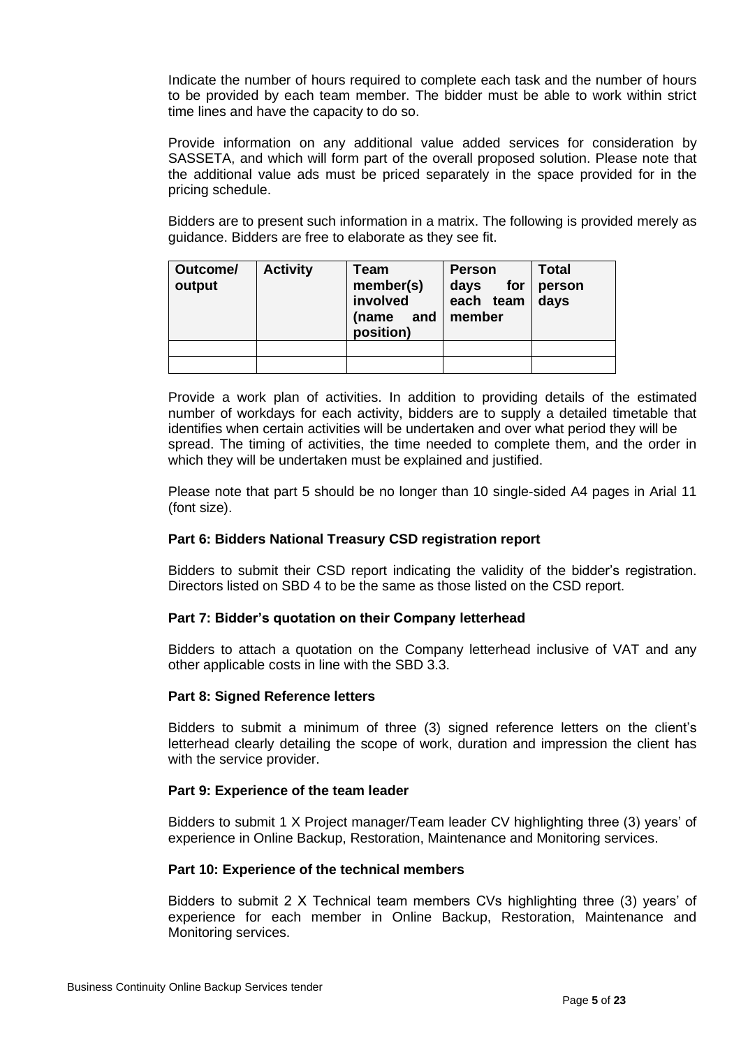Indicate the number of hours required to complete each task and the number of hours to be provided by each team member. The bidder must be able to work within strict time lines and have the capacity to do so.

Provide information on any additional value added services for consideration by SASSETA, and which will form part of the overall proposed solution. Please note that the additional value ads must be priced separately in the space provided for in the pricing schedule.

Bidders are to present such information in a matrix. The following is provided merely as guidance. Bidders are free to elaborate as they see fit.

| Outcome/ output | Activity | Team member(s) involved (name and position) | Person days for each team member | Total person days |
|---|---|---|---|---|
| | | | | |
| | | | | |

Provide a work plan of activities. In addition to providing details of the estimated number of workdays for each activity, bidders are to supply a detailed timetable that identifies when certain activities will be undertaken and over what period they will be spread. The timing of activities, the time needed to complete them, and the order in which they will be undertaken must be explained and justified.

Please note that part 5 should be no longer than 10 single-sided A4 pages in Arial 11 (font size).

**Part 6: Bidders National Treasury CSD registration report**

Bidders to submit their CSD report indicating the validity of the bidder's registration. Directors listed on SBD 4 to be the same as those listed on the CSD report.

**Part 7: Bidder's quotation on their Company letterhead**

Bidders to attach a quotation on the Company letterhead inclusive of VAT and any other applicable costs in line with the SBD 3.3.

**Part 8: Signed Reference letters**

Bidders to submit a minimum of three (3) signed reference letters on the client's letterhead clearly detailing the scope of work, duration and impression the client has with the service provider.

**Part 9: Experience of the team leader**

Bidders to submit 1 X Project manager/Team leader CV highlighting three (3) years' of experience in Online Backup, Restoration, Maintenance and Monitoring services.

**Part 10: Experience of the technical members**

Bidders to submit 2 X Technical team members CVs highlighting three (3) years' of experience for each member in Online Backup, Restoration, Maintenance and Monitoring services.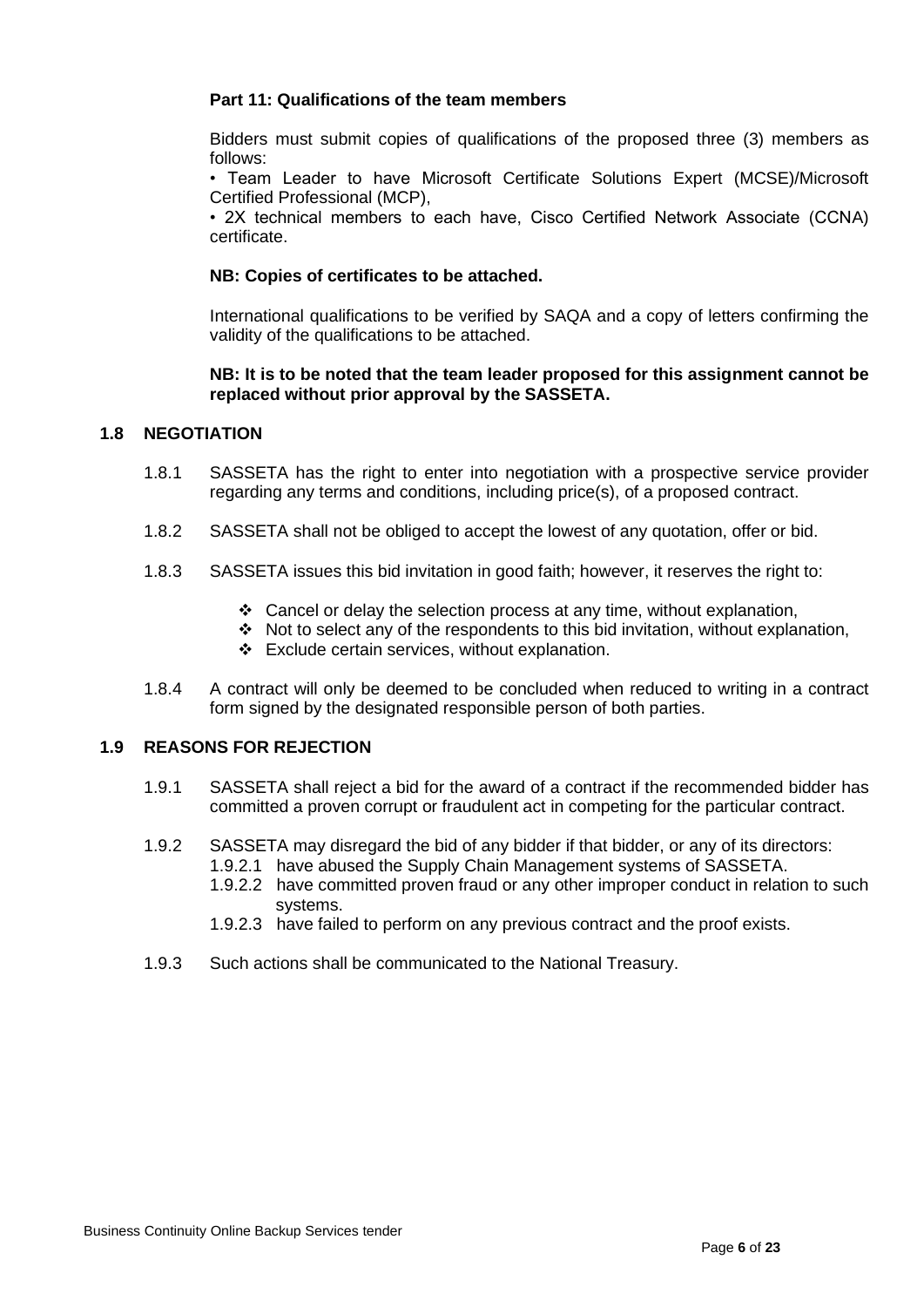**Part 11: Qualifications of the team members**

Bidders must submit copies of qualifications of the proposed three (3) members as follows:

• Team Leader to have Microsoft Certificate Solutions Expert (MCSE)/Microsoft Certified Professional (MCP),

• 2X technical members to each have, Cisco Certified Network Associate (CCNA) certificate.

**NB: Copies of certificates to be attached.**

International qualifications to be verified by SAQA and a copy of letters confirming the validity of the qualifications to be attached.

**NB: It is to be noted that the team leader proposed for this assignment cannot be replaced without prior approval by the SASSETA.**

## 1.8 NEGOTIATION

1.8.1 SASSETA has the right to enter into negotiation with a prospective service provider regarding any terms and conditions, including price(s), of a proposed contract.

1.8.2 SASSETA shall not be obliged to accept the lowest of any quotation, offer or bid.

1.8.3 SASSETA issues this bid invitation in good faith; however, it reserves the right to:

- Cancel or delay the selection process at any time, without explanation,
- Not to select any of the respondents to this bid invitation, without explanation,
- Exclude certain services, without explanation.

1.8.4 A contract will only be deemed to be concluded when reduced to writing in a contract form signed by the designated responsible person of both parties.

## 1.9 REASONS FOR REJECTION

1.9.1 SASSETA shall reject a bid for the award of a contract if the recommended bidder has committed a proven corrupt or fraudulent act in competing for the particular contract.

1.9.2 SASSETA may disregard the bid of any bidder if that bidder, or any of its directors:

1.9.2.1 have abused the Supply Chain Management systems of SASSETA.

1.9.2.2 have committed proven fraud or any other improper conduct in relation to such systems.

1.9.2.3 have failed to perform on any previous contract and the proof exists.

1.9.3 Such actions shall be communicated to the National Treasury.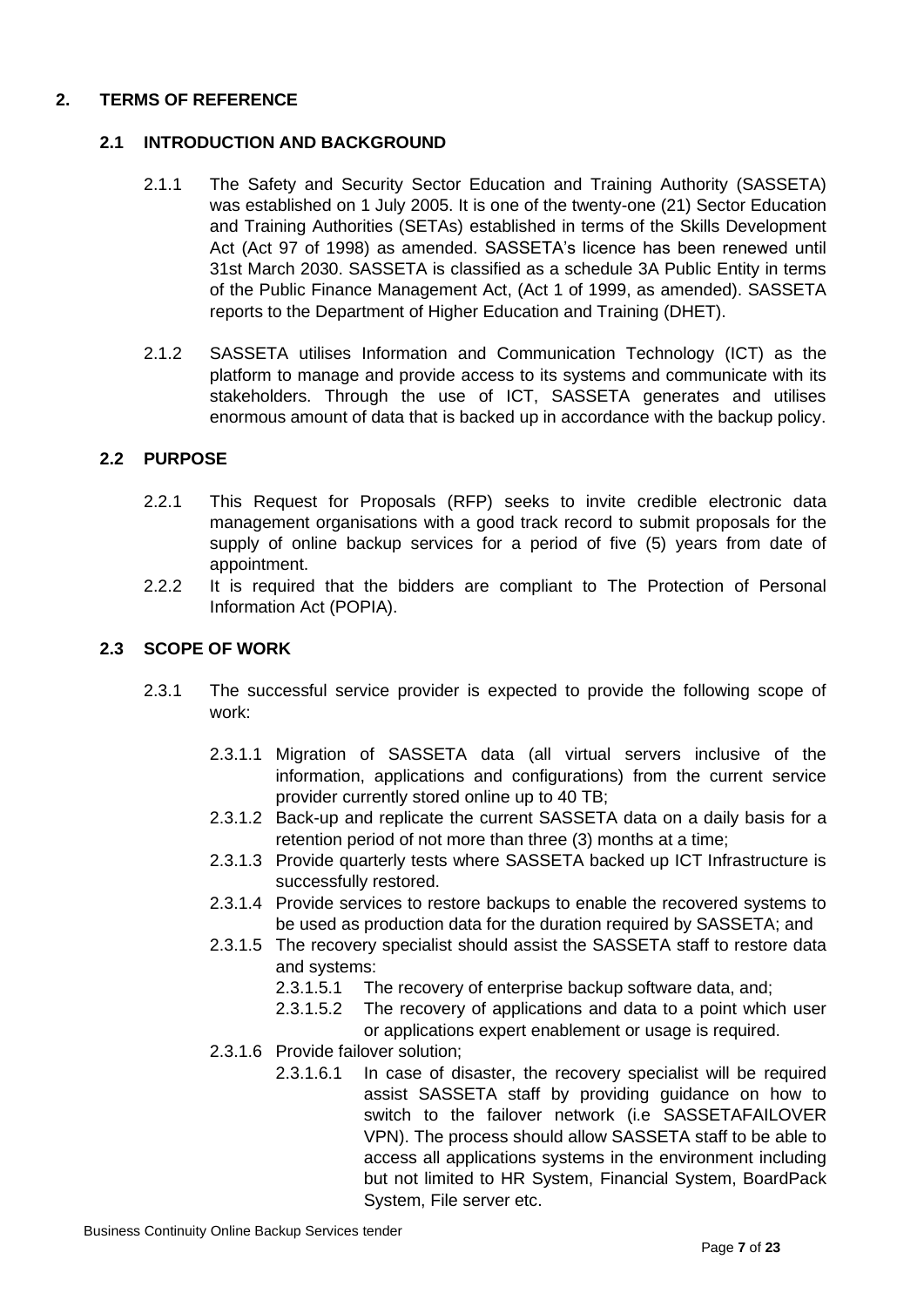## 2. TERMS OF REFERENCE

### 2.1 INTRODUCTION AND BACKGROUND

2.1.1 The Safety and Security Sector Education and Training Authority (SASSETA) was established on 1 July 2005. It is one of the twenty-one (21) Sector Education and Training Authorities (SETAs) established in terms of the Skills Development Act (Act 97 of 1998) as amended. SASSETA's licence has been renewed until 31st March 2030. SASSETA is classified as a schedule 3A Public Entity in terms of the Public Finance Management Act, (Act 1 of 1999, as amended). SASSETA reports to the Department of Higher Education and Training (DHET).

2.1.2 SASSETA utilises Information and Communication Technology (ICT) as the platform to manage and provide access to its systems and communicate with its stakeholders. Through the use of ICT, SASSETA generates and utilises enormous amount of data that is backed up in accordance with the backup policy.

### 2.2 PURPOSE

2.2.1 This Request for Proposals (RFP) seeks to invite credible electronic data management organisations with a good track record to submit proposals for the supply of online backup services for a period of five (5) years from date of appointment.

2.2.2 It is required that the bidders are compliant to The Protection of Personal Information Act (POPIA).

### 2.3 SCOPE OF WORK

2.3.1 The successful service provider is expected to provide the following scope of work:

- 2.3.1.1 Migration of SASSETA data (all virtual servers inclusive of the information, applications and configurations) from the current service provider currently stored online up to 40 TB;
- 2.3.1.2 Back-up and replicate the current SASSETA data on a daily basis for a retention period of not more than three (3) months at a time;
- 2.3.1.3 Provide quarterly tests where SASSETA backed up ICT Infrastructure is successfully restored.
- 2.3.1.4 Provide services to restore backups to enable the recovered systems to be used as production data for the duration required by SASSETA; and
- 2.3.1.5 The recovery specialist should assist the SASSETA staff to restore data and systems:
  - 2.3.1.5.1 The recovery of enterprise backup software data, and;
  - 2.3.1.5.2 The recovery of applications and data to a point which user or applications expert enablement or usage is required.
- 2.3.1.6 Provide failover solution;
  - 2.3.1.6.1 In case of disaster, the recovery specialist will be required assist SASSETA staff by providing guidance on how to switch to the failover network (i.e SASSETAFAILOVER VPN). The process should allow SASSETA staff to be able to access all applications systems in the environment including but not limited to HR System, Financial System, BoardPack System, File server etc.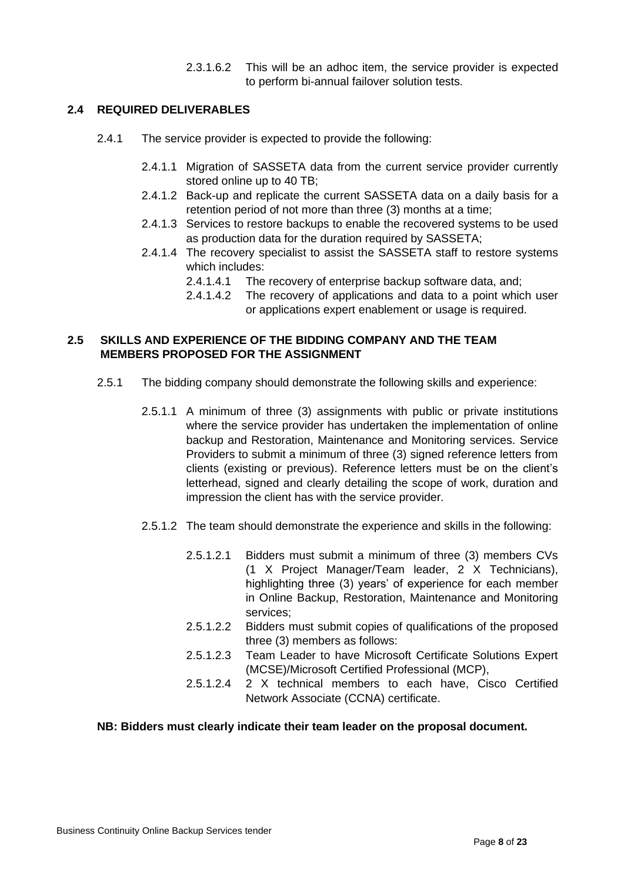2.3.1.6.2 This will be an adhoc item, the service provider is expected to perform bi-annual failover solution tests.

## 2.4 REQUIRED DELIVERABLES

2.4.1 The service provider is expected to provide the following:

2.4.1.1 Migration of SASSETA data from the current service provider currently stored online up to 40 TB;

2.4.1.2 Back-up and replicate the current SASSETA data on a daily basis for a retention period of not more than three (3) months at a time;

2.4.1.3 Services to restore backups to enable the recovered systems to be used as production data for the duration required by SASSETA;

2.4.1.4 The recovery specialist to assist the SASSETA staff to restore systems which includes:

2.4.1.4.1 The recovery of enterprise backup software data, and;

2.4.1.4.2 The recovery of applications and data to a point which user or applications expert enablement or usage is required.

## 2.5 SKILLS AND EXPERIENCE OF THE BIDDING COMPANY AND THE TEAM MEMBERS PROPOSED FOR THE ASSIGNMENT

2.5.1 The bidding company should demonstrate the following skills and experience:

2.5.1.1 A minimum of three (3) assignments with public or private institutions where the service provider has undertaken the implementation of online backup and Restoration, Maintenance and Monitoring services. Service Providers to submit a minimum of three (3) signed reference letters from clients (existing or previous). Reference letters must be on the client's letterhead, signed and clearly detailing the scope of work, duration and impression the client has with the service provider.

2.5.1.2 The team should demonstrate the experience and skills in the following:

2.5.1.2.1 Bidders must submit a minimum of three (3) members CVs (1 X Project Manager/Team leader, 2 X Technicians), highlighting three (3) years' of experience for each member in Online Backup, Restoration, Maintenance and Monitoring services;

2.5.1.2.2 Bidders must submit copies of qualifications of the proposed three (3) members as follows:

2.5.1.2.3 Team Leader to have Microsoft Certificate Solutions Expert (MCSE)/Microsoft Certified Professional (MCP),

2.5.1.2.4 2 X technical members to each have, Cisco Certified Network Associate (CCNA) certificate.

**NB: Bidders must clearly indicate their team leader on the proposal document.**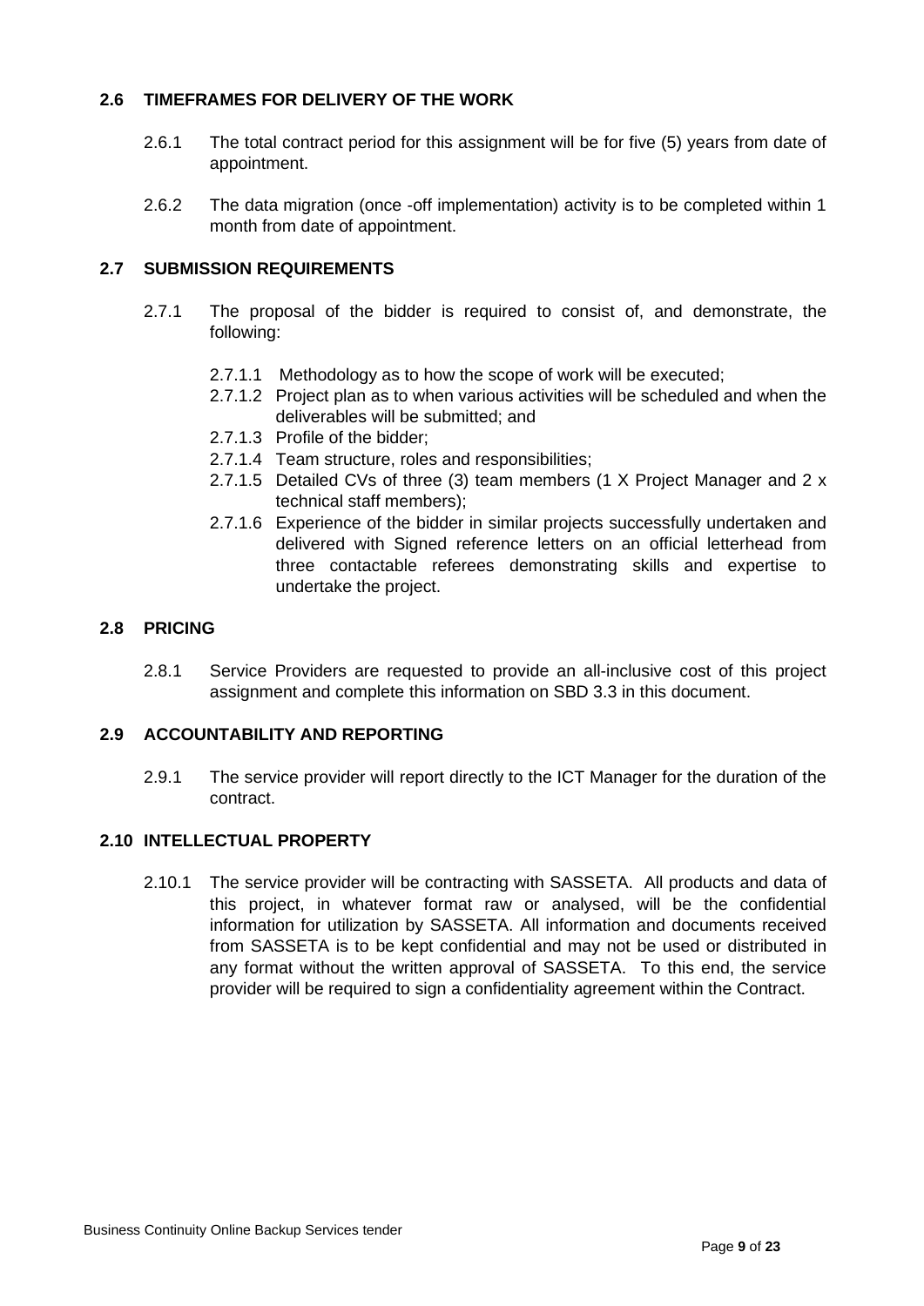## 2.6 TIMEFRAMES FOR DELIVERY OF THE WORK

2.6.1 The total contract period for this assignment will be for five (5) years from date of appointment.

2.6.2 The data migration (once -off implementation) activity is to be completed within 1 month from date of appointment.

## 2.7 SUBMISSION REQUIREMENTS

2.7.1 The proposal of the bidder is required to consist of, and demonstrate, the following:

- 2.7.1.1 Methodology as to how the scope of work will be executed;
- 2.7.1.2 Project plan as to when various activities will be scheduled and when the deliverables will be submitted; and
- 2.7.1.3 Profile of the bidder;
- 2.7.1.4 Team structure, roles and responsibilities;
- 2.7.1.5 Detailed CVs of three (3) team members (1 X Project Manager and 2 x technical staff members);
- 2.7.1.6 Experience of the bidder in similar projects successfully undertaken and delivered with Signed reference letters on an official letterhead from three contactable referees demonstrating skills and expertise to undertake the project.

## 2.8 PRICING

2.8.1 Service Providers are requested to provide an all-inclusive cost of this project assignment and complete this information on SBD 3.3 in this document.

## 2.9 ACCOUNTABILITY AND REPORTING

2.9.1 The service provider will report directly to the ICT Manager for the duration of the contract.

## 2.10 INTELLECTUAL PROPERTY

2.10.1 The service provider will be contracting with SASSETA. All products and data of this project, in whatever format raw or analysed, will be the confidential information for utilization by SASSETA. All information and documents received from SASSETA is to be kept confidential and may not be used or distributed in any format without the written approval of SASSETA. To this end, the service provider will be required to sign a confidentiality agreement within the Contract.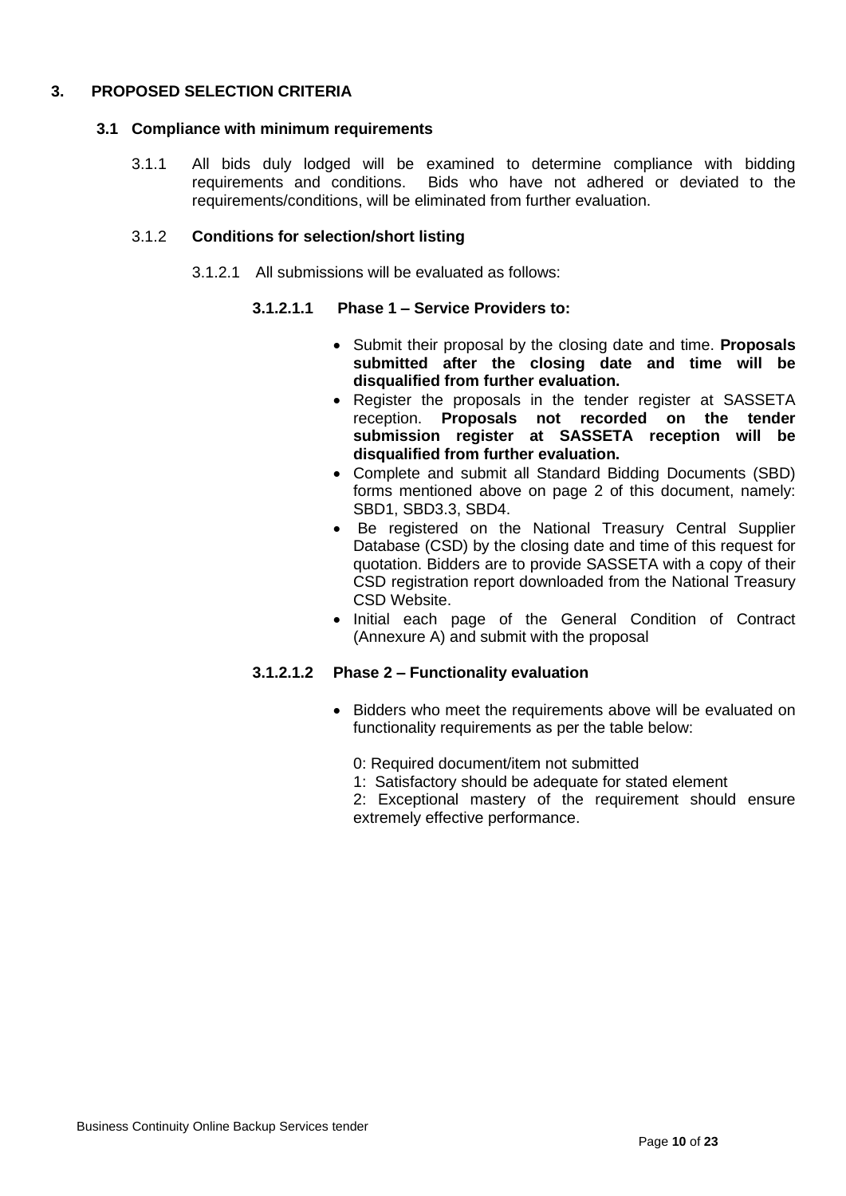## 3. PROPOSED SELECTION CRITERIA

### 3.1 Compliance with minimum requirements

3.1.1 All bids duly lodged will be examined to determine compliance with bidding requirements and conditions. Bids who have not adhered or deviated to the requirements/conditions, will be eliminated from further evaluation.

3.1.2 **Conditions for selection/short listing**

3.1.2.1 All submissions will be evaluated as follows:

**3.1.2.1.1 Phase 1 – Service Providers to:**

- Submit their proposal by the closing date and time. **Proposals submitted after the closing date and time will be disqualified from further evaluation.**
- Register the proposals in the tender register at SASSETA reception. **Proposals not recorded on the tender submission register at SASSETA reception will be disqualified from further evaluation.**
- Complete and submit all Standard Bidding Documents (SBD) forms mentioned above on page 2 of this document, namely: SBD1, SBD3.3, SBD4.
- Be registered on the National Treasury Central Supplier Database (CSD) by the closing date and time of this request for quotation. Bidders are to provide SASSETA with a copy of their CSD registration report downloaded from the National Treasury CSD Website.
- Initial each page of the General Condition of Contract (Annexure A) and submit with the proposal

**3.1.2.1.2 Phase 2 – Functionality evaluation**

- Bidders who meet the requirements above will be evaluated on functionality requirements as per the table below:

  0: Required document/item not submitted

  1: Satisfactory should be adequate for stated element

  2: Exceptional mastery of the requirement should ensure extremely effective performance.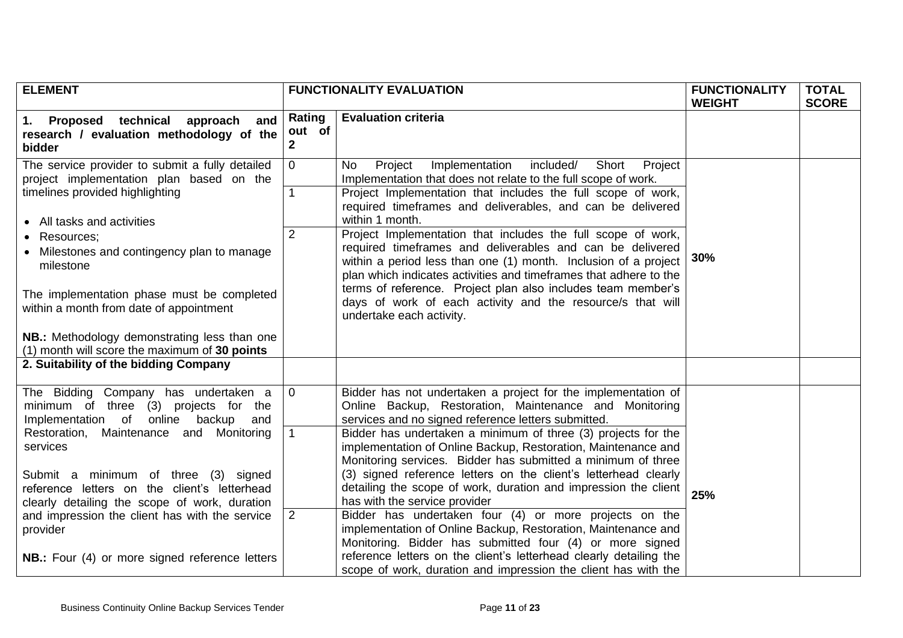| ELEMENT | FUNCTIONALITY EVALUATION | | FUNCTIONALITY WEIGHT | TOTAL SCORE |
|---|---|---|---|---|
| **1. Proposed technical approach and research / evaluation methodology of the bidder** | **Rating out of 2** | **Evaluation criteria** | | |
| The service provider to submit a fully detailed project implementation plan based on the timelines provided highlighting<br>• All tasks and activities<br>• Resources;<br>• Milestones and contingency plan to manage milestone<br><br>The implementation phase must be completed within a month from date of appointment<br><br>**NB.:** Methodology demonstrating less than one (1) month will score the maximum of **30 points** | 0 | No Project Implementation included/ Short Project Implementation that does not relate to the full scope of work. | **30%** | |
| | 1 | Project Implementation that includes the full scope of work, required timeframes and deliverables, and can be delivered within 1 month. | | |
| | 2 | Project Implementation that includes the full scope of work, required timeframes and deliverables and can be delivered within a period less than one (1) month. Inclusion of a project plan which indicates activities and timeframes that adhere to the terms of reference. Project plan also includes team member's days of work of each activity and the resource/s that will undertake each activity. | | |
| **2. Suitability of the bidding Company** | | | | |
| The Bidding Company has undertaken a minimum of three (3) projects for the Implementation of online backup and Restoration, Maintenance and Monitoring services<br><br>Submit a minimum of three (3) signed reference letters on the client's letterhead clearly detailing the scope of work, duration and impression the client has with the service provider<br><br>**NB.:** Four (4) or more signed reference letters | 0 | Bidder has not undertaken a project for the implementation of Online Backup, Restoration, Maintenance and Monitoring services and no signed reference letters submitted. | **25%** | |
| | 1 | Bidder has undertaken a minimum of three (3) projects for the implementation of Online Backup, Restoration, Maintenance and Monitoring services. Bidder has submitted a minimum of three (3) signed reference letters on the client's letterhead clearly detailing the scope of work, duration and impression the client has with the service provider | | |
| | 2 | Bidder has undertaken four (4) or more projects on the implementation of Online Backup, Restoration, Maintenance and Monitoring. Bidder has submitted four (4) or more signed reference letters on the client's letterhead clearly detailing the scope of work, duration and impression the client has with the | | |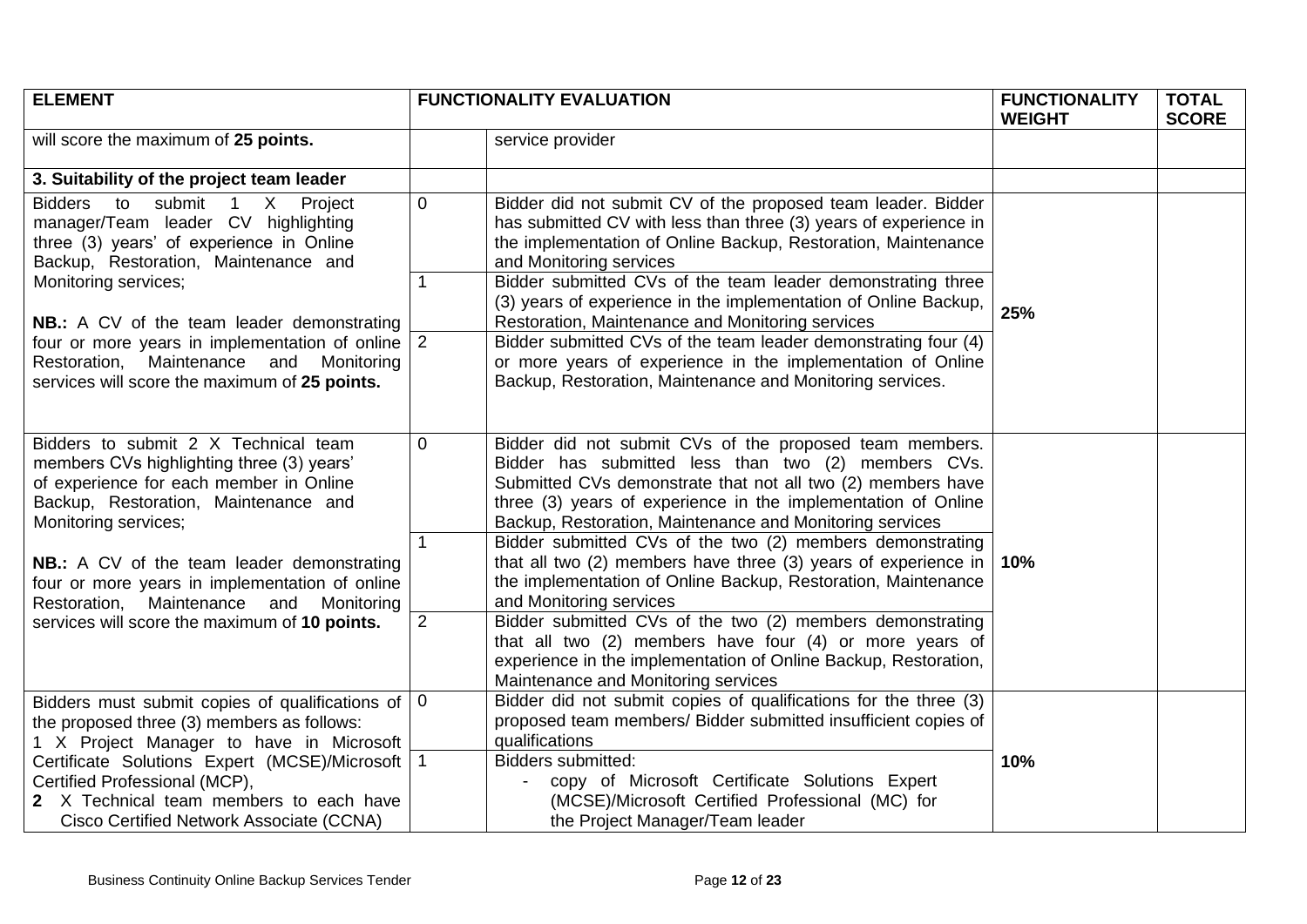| ELEMENT | FUNCTIONALITY EVALUATION | | FUNCTIONALITY WEIGHT | TOTAL SCORE |
|---|---|---|---|---|
| will score the maximum of **25 points.** | | service provider | | |
| **3. Suitability of the project team leader** | | | | |
| Bidders to submit 1 X Project manager/Team leader CV highlighting three (3) years' of experience in Online Backup, Restoration, Maintenance and Monitoring services;<br><br>**NB.:** A CV of the team leader demonstrating four or more years in implementation of online Restoration, Maintenance and Monitoring services will score the maximum of **25 points.** | 0 | Bidder did not submit CV of the proposed team leader. Bidder has submitted CV with less than three (3) years of experience in the implementation of Online Backup, Restoration, Maintenance and Monitoring services | **25%** | |
| | 1 | Bidder submitted CVs of the team leader demonstrating three (3) years of experience in the implementation of Online Backup, Restoration, Maintenance and Monitoring services | | |
| | 2 | Bidder submitted CVs of the team leader demonstrating four (4) or more years of experience in the implementation of Online Backup, Restoration, Maintenance and Monitoring services. | | |
| Bidders to submit 2 X Technical team members CVs highlighting three (3) years' of experience for each member in Online Backup, Restoration, Maintenance and Monitoring services;<br><br>**NB.:** A CV of the team leader demonstrating four or more years in implementation of online Restoration, Maintenance and Monitoring services will score the maximum of **10 points.** | 0 | Bidder did not submit CVs of the proposed team members. Bidder has submitted less than two (2) members CVs. Submitted CVs demonstrate that not all two (2) members have three (3) years of experience in the implementation of Online Backup, Restoration, Maintenance and Monitoring services | **10%** | |
| | 1 | Bidder submitted CVs of the two (2) members demonstrating that all two (2) members have three (3) years of experience in the implementation of Online Backup, Restoration, Maintenance and Monitoring services | | |
| | 2 | Bidder submitted CVs of the two (2) members demonstrating that all two (2) members have four (4) or more years of experience in the implementation of Online Backup, Restoration, Maintenance and Monitoring services | | |
| Bidders must submit copies of qualifications of the proposed three (3) members as follows:<br>1 X Project Manager to have in Microsoft Certificate Solutions Expert (MCSE)/Microsoft Certified Professional (MCP),<br>**2** X Technical team members to each have Cisco Certified Network Associate (CCNA) | 0 | Bidder did not submit copies of qualifications for the three (3) proposed team members/ Bidder submitted insufficient copies of qualifications | **10%** | |
| | 1 | Bidders submitted:<br>- copy of Microsoft Certificate Solutions Expert (MCSE)/Microsoft Certified Professional (MC) for the Project Manager/Team leader | | |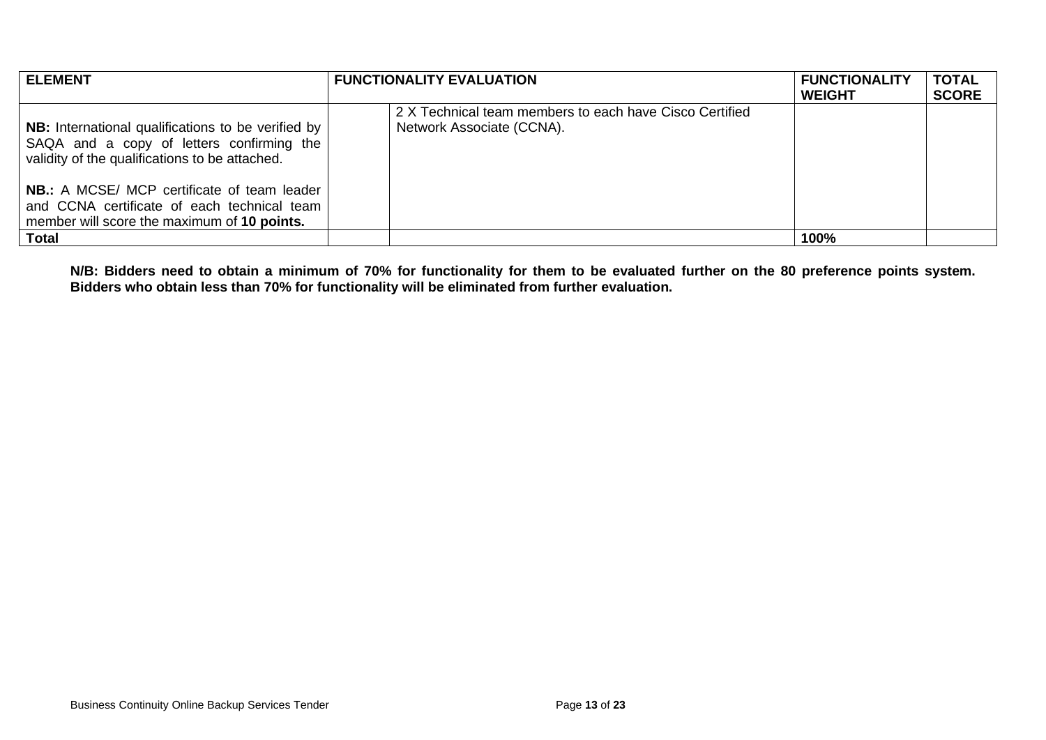| ELEMENT | FUNCTIONALITY EVALUATION | | FUNCTIONALITY WEIGHT | TOTAL SCORE |
|---|---|---|---|---|
| **NB:** International qualifications to be verified by SAQA and a copy of letters confirming the validity of the qualifications to be attached.<br><br>**NB.:** A MCSE/ MCP certificate of team leader and CCNA certificate of each technical team member will score the maximum of **10 points.** | | 2 X Technical team members to each have Cisco Certified Network Associate (CCNA). | | |
| **Total** | | | **100%** | |

**N/B: Bidders need to obtain a minimum of 70% for functionality for them to be evaluated further on the 80 preference points system. Bidders who obtain less than 70% for functionality will be eliminated from further evaluation.**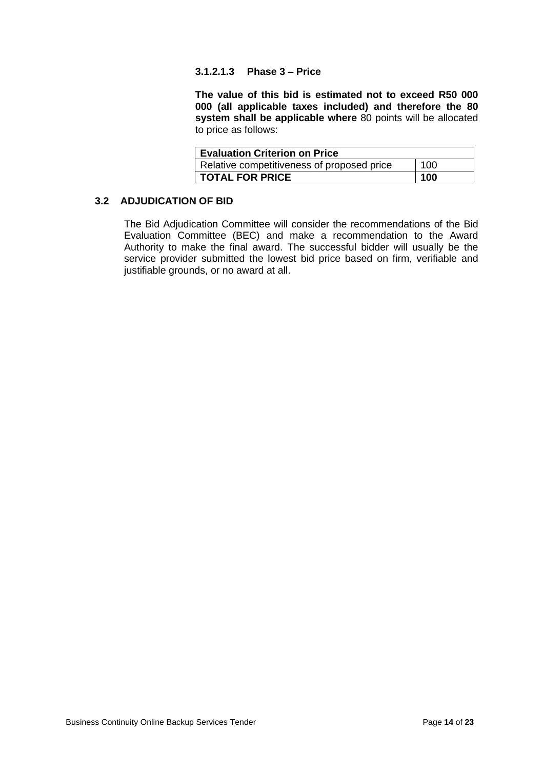#### 3.1.2.1.3 Phase 3 – Price

**The value of this bid is estimated not to exceed R50 000 000 (all applicable taxes included) and therefore the 80 system shall be applicable where** 80 points will be allocated to price as follows:

| **Evaluation Criterion on Price** | |
|---|---|
| Relative competitiveness of proposed price | 100 |
| **TOTAL FOR PRICE** | **100** |

### 3.2 ADJUDICATION OF BID

The Bid Adjudication Committee will consider the recommendations of the Bid Evaluation Committee (BEC) and make a recommendation to the Award Authority to make the final award. The successful bidder will usually be the service provider submitted the lowest bid price based on firm, verifiable and justifiable grounds, or no award at all.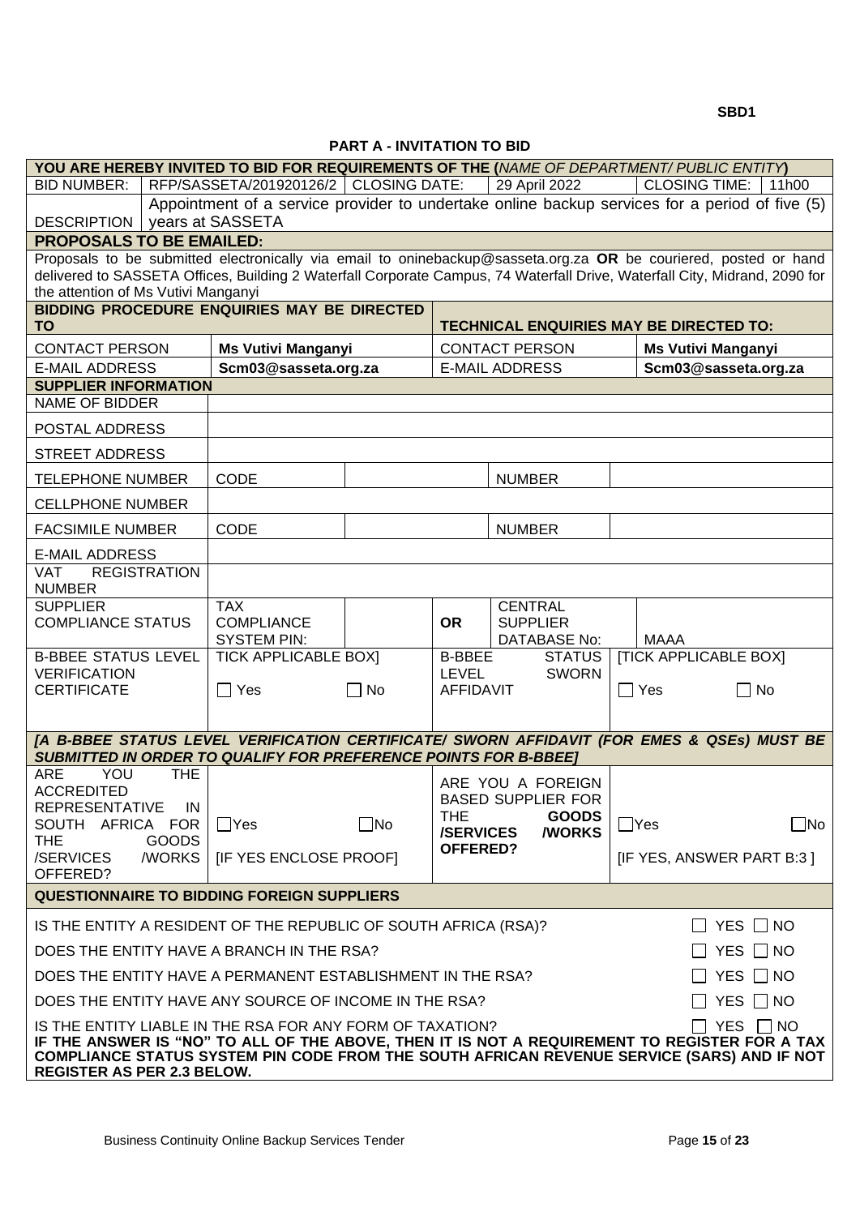**SBD1**

## PART A - INVITATION TO BID

| YOU ARE HEREBY INVITED TO BID FOR REQUIREMENTS OF THE (*NAME OF DEPARTMENT/ PUBLIC ENTITY*) | | | | | | | |
|---|---|---|---|---|---|---|---|
| BID NUMBER: | RFP/SASSETA/201920126/2 | CLOSING DATE: | | 29 April 2022 | | CLOSING TIME: | 11h00 |
| DESCRIPTION | Appointment of a service provider to undertake online backup services for a period of five (5) years at SASSETA | | | | | | |
| **PROPOSALS TO BE EMAILED:** | | | | | | | |
| Proposals to be submitted electronically via email to oninebackup@sasseta.org.za **OR** be couriered, posted or hand delivered to SASSETA Offices, Building 2 Waterfall Corporate Campus, 74 Waterfall Drive, Waterfall City, Midrand, 2090 for the attention of Ms Vutivi Manganyi | | | | | | | |
| **BIDDING PROCEDURE ENQUIRIES MAY BE DIRECTED TO** | | | | **TECHNICAL ENQUIRIES MAY BE DIRECTED TO:** | | | |
| CONTACT PERSON | **Ms Vutivi Manganyi** | | | CONTACT PERSON | | **Ms Vutivi Manganyi** | |
| E-MAIL ADDRESS | **Scm03@sasseta.org.za** | | | E-MAIL ADDRESS | | **Scm03@sasseta.org.za** | |
| **SUPPLIER INFORMATION** | | | | | | | |
| NAME OF BIDDER | | | | | | | |
| POSTAL ADDRESS | | | | | | | |
| STREET ADDRESS | | | | | | | |
| TELEPHONE NUMBER | CODE | | | NUMBER | | | |
| CELLPHONE NUMBER | | | | | | | |
| FACSIMILE NUMBER | CODE | | | NUMBER | | | |
| E-MAIL ADDRESS | | | | | | | |
| VAT REGISTRATION NUMBER | | | | | | | |
| SUPPLIER COMPLIANCE STATUS | TAX COMPLIANCE SYSTEM PIN: | | **OR** | CENTRAL SUPPLIER DATABASE No: | | MAAA | |
| B-BBEE STATUS LEVEL VERIFICATION CERTIFICATE | TICK APPLICABLE BOX] ☐ Yes | ☐ No | B-BBEE STATUS LEVEL SWORN AFFIDAVIT | | | [TICK APPLICABLE BOX] ☐ Yes | ☐ No |
| ***[A B-BBEE STATUS LEVEL VERIFICATION CERTIFICATE/ SWORN AFFIDAVIT (FOR EMES & QSEs) MUST BE SUBMITTED IN ORDER TO QUALIFY FOR PREFERENCE POINTS FOR B-BBEE]*** | | | | | | | |
| ARE YOU THE ACCREDITED REPRESENTATIVE IN SOUTH AFRICA FOR THE GOODS /SERVICES /WORKS OFFERED? | ☐Yes [IF YES ENCLOSE PROOF] | ☐No | ARE YOU A FOREIGN BASED SUPPLIER FOR THE **GOODS /SERVICES /WORKS OFFERED?** | | | ☐Yes [IF YES, ANSWER PART B:3 ] | ☐No |
| **QUESTIONNAIRE TO BIDDING FOREIGN SUPPLIERS** | | | | | | | |
| IS THE ENTITY A RESIDENT OF THE REPUBLIC OF SOUTH AFRICA (RSA)? | | | | | | | ☐ YES ☐ NO |
| DOES THE ENTITY HAVE A BRANCH IN THE RSA? | | | | | | | ☐ YES ☐ NO |
| DOES THE ENTITY HAVE A PERMANENT ESTABLISHMENT IN THE RSA? | | | | | | | ☐ YES ☐ NO |
| DOES THE ENTITY HAVE ANY SOURCE OF INCOME IN THE RSA? | | | | | | | ☐ YES ☐ NO |
| IS THE ENTITY LIABLE IN THE RSA FOR ANY FORM OF TAXATION? **IF THE ANSWER IS "NO" TO ALL OF THE ABOVE, THEN IT IS NOT A REQUIREMENT TO REGISTER FOR A TAX COMPLIANCE STATUS SYSTEM PIN CODE FROM THE SOUTH AFRICAN REVENUE SERVICE (SARS) AND IF NOT REGISTER AS PER 2.3 BELOW.** | | | | | | | ☐ YES ☐ NO |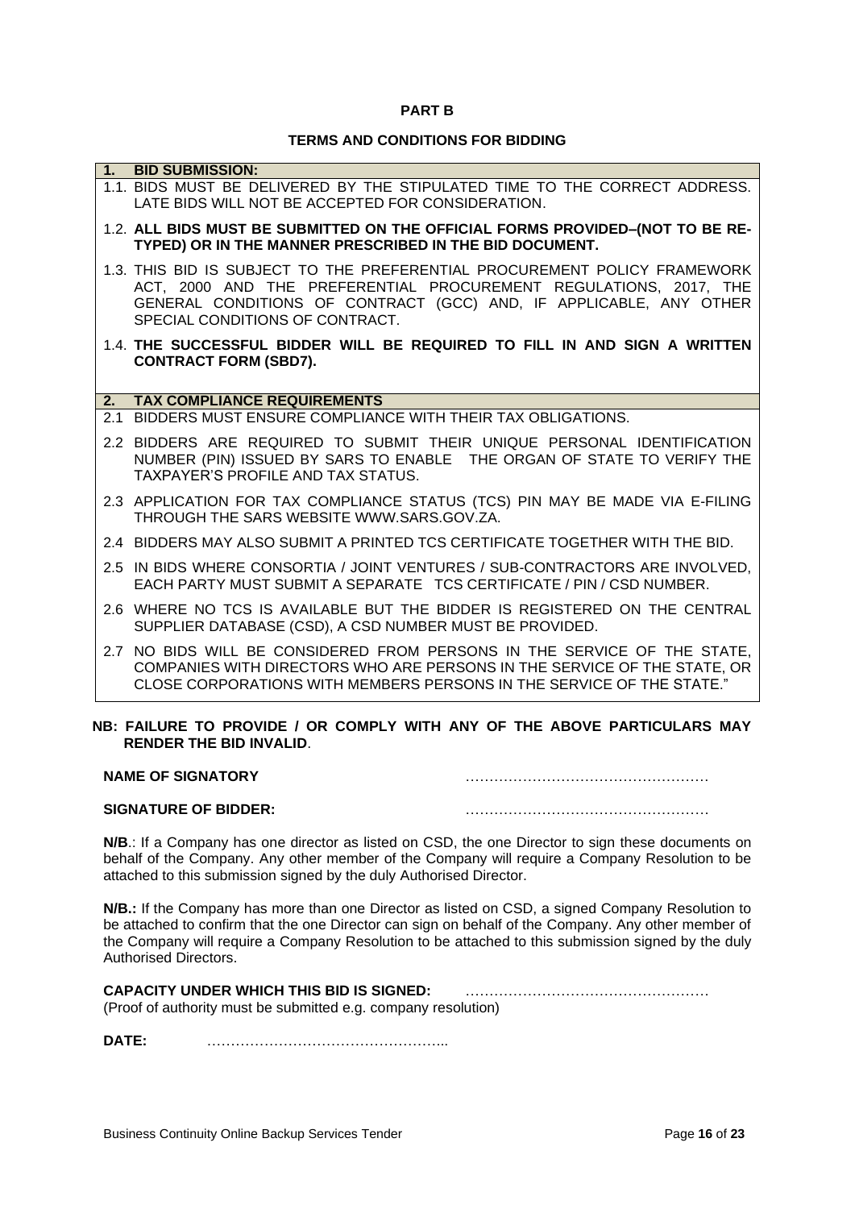# PART B

## TERMS AND CONDITIONS FOR BIDDING

**1. BID SUBMISSION:**

1.1. BIDS MUST BE DELIVERED BY THE STIPULATED TIME TO THE CORRECT ADDRESS. LATE BIDS WILL NOT BE ACCEPTED FOR CONSIDERATION.

1.2. **ALL BIDS MUST BE SUBMITTED ON THE OFFICIAL FORMS PROVIDED–(NOT TO BE RE-TYPED) OR IN THE MANNER PRESCRIBED IN THE BID DOCUMENT.**

1.3. THIS BID IS SUBJECT TO THE PREFERENTIAL PROCUREMENT POLICY FRAMEWORK ACT, 2000 AND THE PREFERENTIAL PROCUREMENT REGULATIONS, 2017, THE GENERAL CONDITIONS OF CONTRACT (GCC) AND, IF APPLICABLE, ANY OTHER SPECIAL CONDITIONS OF CONTRACT.

1.4. **THE SUCCESSFUL BIDDER WILL BE REQUIRED TO FILL IN AND SIGN A WRITTEN CONTRACT FORM (SBD7).**

**2. TAX COMPLIANCE REQUIREMENTS**

2.1 BIDDERS MUST ENSURE COMPLIANCE WITH THEIR TAX OBLIGATIONS.

2.2 BIDDERS ARE REQUIRED TO SUBMIT THEIR UNIQUE PERSONAL IDENTIFICATION NUMBER (PIN) ISSUED BY SARS TO ENABLE THE ORGAN OF STATE TO VERIFY THE TAXPAYER'S PROFILE AND TAX STATUS.

2.3 APPLICATION FOR TAX COMPLIANCE STATUS (TCS) PIN MAY BE MADE VIA E-FILING THROUGH THE SARS WEBSITE WWW.SARS.GOV.ZA.

2.4 BIDDERS MAY ALSO SUBMIT A PRINTED TCS CERTIFICATE TOGETHER WITH THE BID.

2.5 IN BIDS WHERE CONSORTIA / JOINT VENTURES / SUB-CONTRACTORS ARE INVOLVED, EACH PARTY MUST SUBMIT A SEPARATE TCS CERTIFICATE / PIN / CSD NUMBER.

2.6 WHERE NO TCS IS AVAILABLE BUT THE BIDDER IS REGISTERED ON THE CENTRAL SUPPLIER DATABASE (CSD), A CSD NUMBER MUST BE PROVIDED.

2.7 NO BIDS WILL BE CONSIDERED FROM PERSONS IN THE SERVICE OF THE STATE, COMPANIES WITH DIRECTORS WHO ARE PERSONS IN THE SERVICE OF THE STATE, OR CLOSE CORPORATIONS WITH MEMBERS PERSONS IN THE SERVICE OF THE STATE."

**NB: FAILURE TO PROVIDE / OR COMPLY WITH ANY OF THE ABOVE PARTICULARS MAY RENDER THE BID INVALID**.

**NAME OF SIGNATORY** ……………………………………………

**SIGNATURE OF BIDDER:** ……………………………………………

**N/B**.: If a Company has one director as listed on CSD, the one Director to sign these documents on behalf of the Company. Any other member of the Company will require a Company Resolution to be attached to this submission signed by the duly Authorised Director.

**N/B.:** If the Company has more than one Director as listed on CSD, a signed Company Resolution to be attached to confirm that the one Director can sign on behalf of the Company. Any other member of the Company will require a Company Resolution to be attached to this submission signed by the duly Authorised Directors.

**CAPACITY UNDER WHICH THIS BID IS SIGNED:** ……………………………………………
(Proof of authority must be submitted e.g. company resolution)

**DATE:** …………………………………………..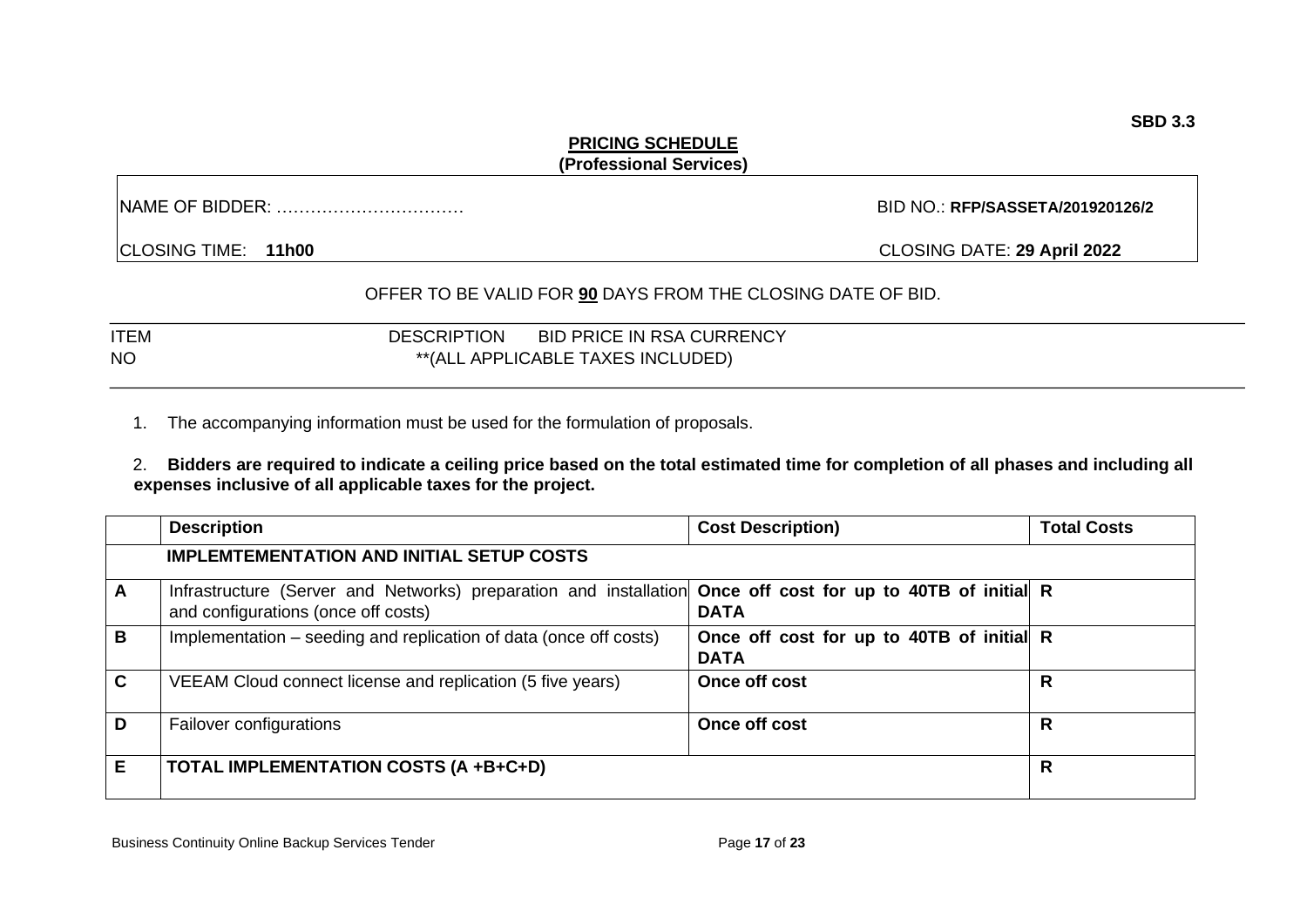**SBD 3.3**

**PRICING SCHEDULE**
**(Professional Services)**

NAME OF BIDDER: …………………………… BID NO.: **RFP/SASSETA/201920126/2**

CLOSING TIME: **11h00** CLOSING DATE: **29 April 2022**

OFFER TO BE VALID FOR **90** DAYS FROM THE CLOSING DATE OF BID.

| ITEM NO | DESCRIPTION | BID PRICE IN RSA CURRENCY **(ALL APPLICABLE TAXES INCLUDED) |
|---|---|---|

1. The accompanying information must be used for the formulation of proposals.

2. **Bidders are required to indicate a ceiling price based on the total estimated time for completion of all phases and including all expenses inclusive of all applicable taxes for the project.**

| | **Description** | **Cost Description)** | **Total Costs** |
|---|---|---|---|
| | **IMPLEMTEMENTATION AND INITIAL SETUP COSTS** | | |
| **A** | Infrastructure (Server and Networks) preparation and installation and configurations (once off costs) | **Once off cost for up to 40TB of initial DATA** | **R** |
| **B** | Implementation – seeding and replication of data (once off costs) | **Once off cost for up to 40TB of initial DATA** | **R** |
| **C** | VEEAM Cloud connect license and replication (5 five years) | **Once off cost** | **R** |
| **D** | Failover configurations | **Once off cost** | **R** |
| **E** | **TOTAL IMPLEMENTATION COSTS (A +B+C+D)** | | **R** |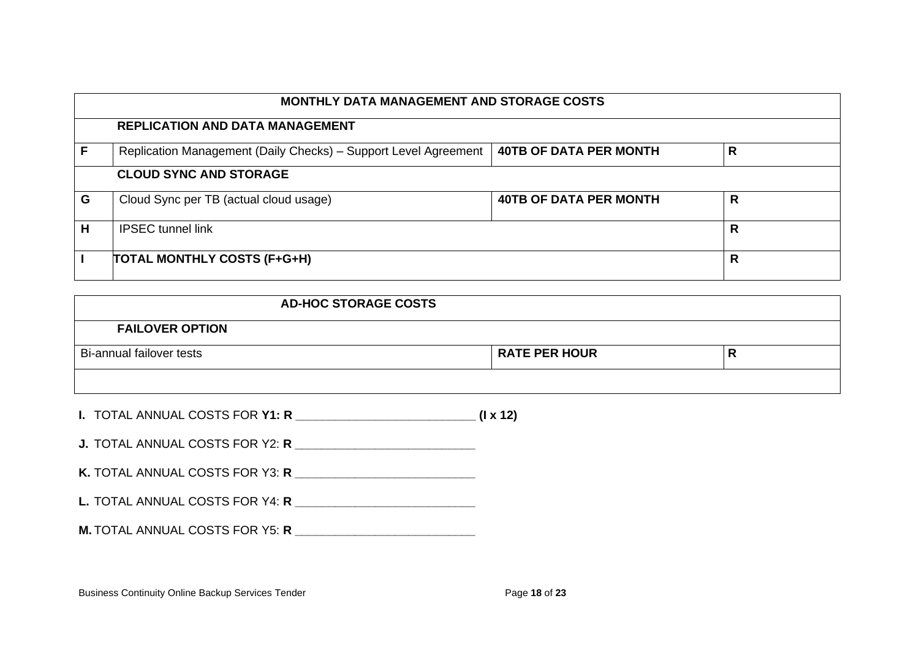| MONTHLY DATA MANAGEMENT AND STORAGE COSTS | | | |
|---|---|---|---|
| | **REPLICATION AND DATA MANAGEMENT** | | |
| **F** | Replication Management (Daily Checks) – Support Level Agreement | **40TB OF DATA PER MONTH** | **R** |
| | **CLOUD SYNC AND STORAGE** | | |
| **G** | Cloud Sync per TB (actual cloud usage) | **40TB OF DATA PER MONTH** | **R** |
| **H** | IPSEC tunnel link | | **R** |
| **I** | **TOTAL MONTHLY COSTS (F+G+H)** | | **R** |

| AD-HOC STORAGE COSTS | | |
|---|---|---|
| **FAILOVER OPTION** | | |
| Bi-annual failover tests | **RATE PER HOUR** | **R** |
| | | |

**I.** TOTAL ANNUAL COSTS FOR **Y1: R** ___________________________ **(I x 12)**

**J.** TOTAL ANNUAL COSTS FOR Y2: **R** ___________________________

**K.** TOTAL ANNUAL COSTS FOR Y3: **R** ___________________________

**L.** TOTAL ANNUAL COSTS FOR Y4: **R** ___________________________

**M.** TOTAL ANNUAL COSTS FOR Y5: **R** ___________________________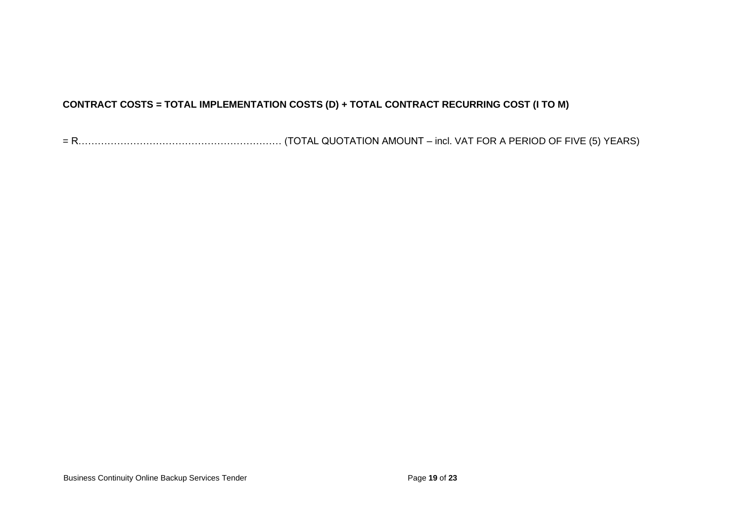**CONTRACT COSTS = TOTAL IMPLEMENTATION COSTS (D) + TOTAL CONTRACT RECURRING COST (I TO M)**

= R……………………………………………………… (TOTAL QUOTATION AMOUNT – incl. VAT FOR A PERIOD OF FIVE (5) YEARS)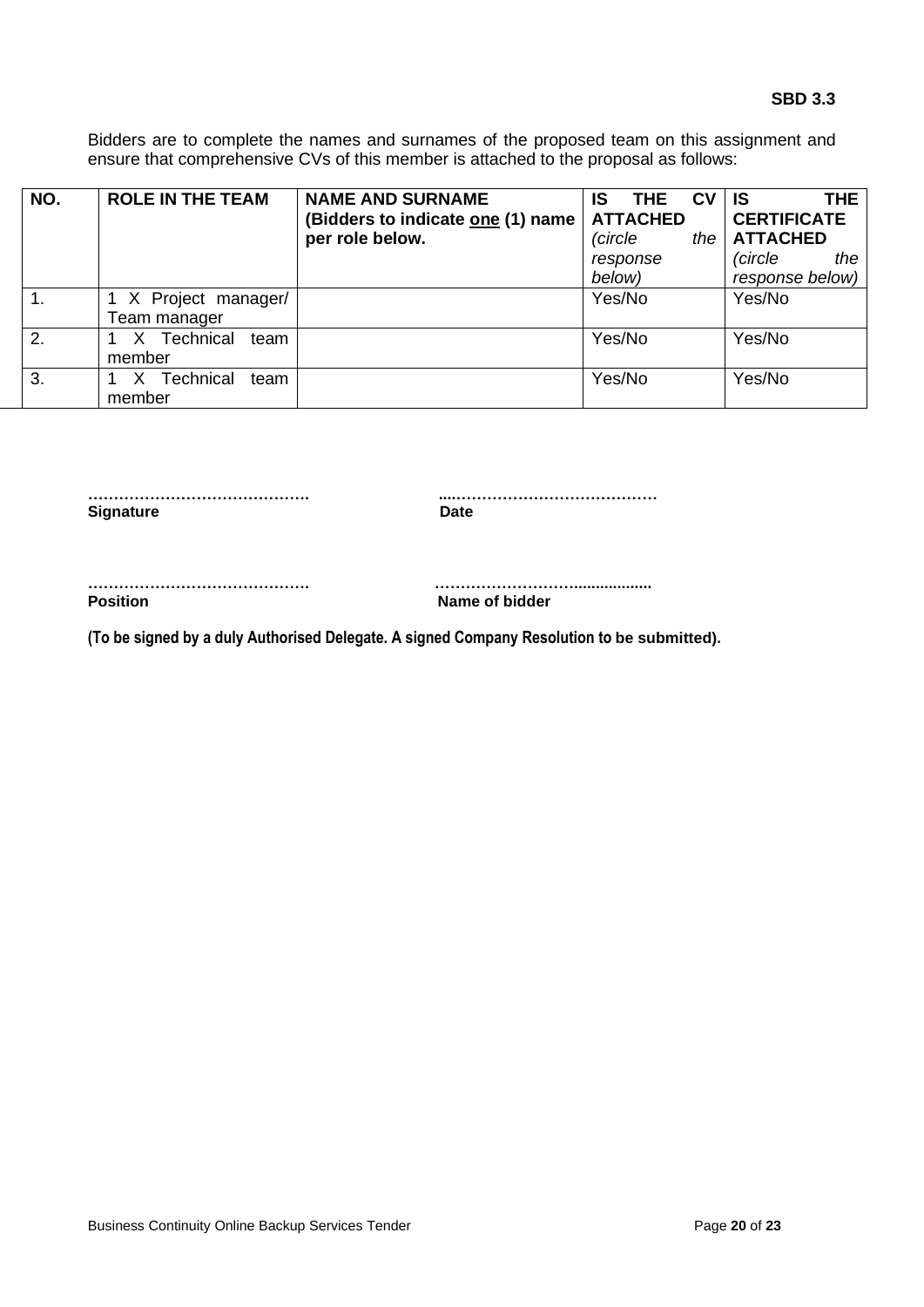**SBD 3.3**

Bidders are to complete the names and surnames of the proposed team on this assignment and ensure that comprehensive CVs of this member is attached to the proposal as follows:

| **NO.** | **ROLE IN THE TEAM** | **NAME AND SURNAME (Bidders to indicate <u>one</u> (1) name per role below.** | **IS THE CV ATTACHED** *(circle the response below)* | **IS THE CERTIFICATE ATTACHED** *(circle the response below)* |
|---|---|---|---|---|
| 1. | 1 X Project manager/ Team manager | | Yes/No | Yes/No |
| 2. | 1 X Technical team member | | Yes/No | Yes/No |
| 3. | 1 X Technical team member | | Yes/No | Yes/No |

……………………………………. ....…………………………………

**Signature** **Date**

……………………………………. ……………………….................

**Position** **Name of bidder**

**(To be signed by a duly Authorised Delegate. A signed Company Resolution to be submitted).**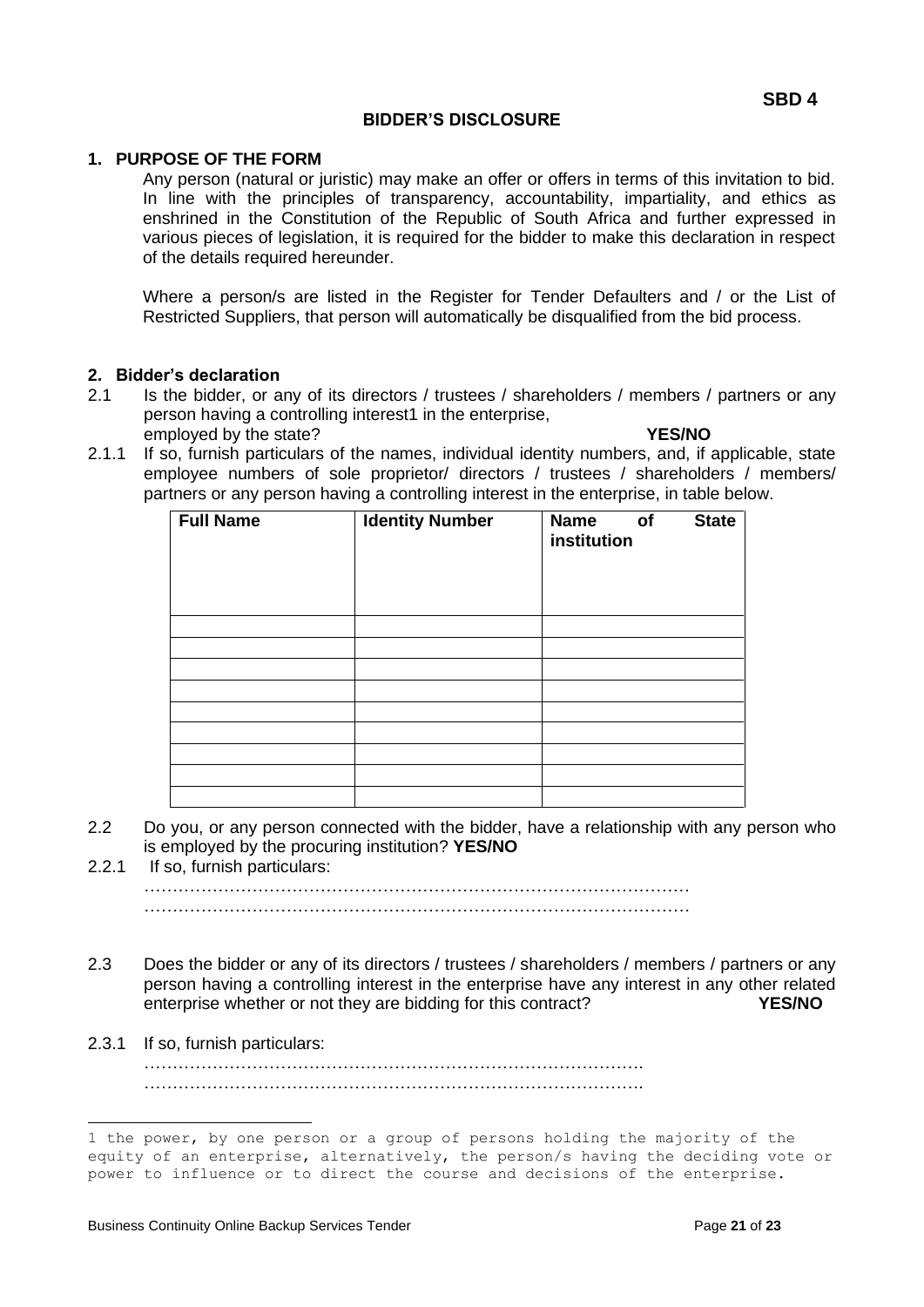**SBD 4**

# BIDDER'S DISCLOSURE

## 1. PURPOSE OF THE FORM

Any person (natural or juristic) may make an offer or offers in terms of this invitation to bid. In line with the principles of transparency, accountability, impartiality, and ethics as enshrined in the Constitution of the Republic of South Africa and further expressed in various pieces of legislation, it is required for the bidder to make this declaration in respect of the details required hereunder.

Where a person/s are listed in the Register for Tender Defaulters and / or the List of Restricted Suppliers, that person will automatically be disqualified from the bid process.

## 2. Bidder's declaration

2.1 Is the bidder, or any of its directors / trustees / shareholders / members / partners or any person having a controlling interest[1] in the enterprise, employed by the state? **YES/NO**

2.1.1 If so, furnish particulars of the names, individual identity numbers, and, if applicable, state employee numbers of sole proprietor/ directors / trustees / shareholders / members/ partners or any person having a controlling interest in the enterprise, in table below.

| Full Name | Identity Number | Name of State institution |
|---|---|---|
| | | |
| | | |
| | | |
| | | |
| | | |
| | | |
| | | |
| | | |
| | | |

2.2 Do you, or any person connected with the bidder, have a relationship with any person who is employed by the procuring institution? **YES/NO**

2.2.1 If so, furnish particulars:

………………………………………………………………………………………
………………………………………………………………………………………

2.3 Does the bidder or any of its directors / trustees / shareholders / members / partners or any person having a controlling interest in the enterprise have any interest in any other related enterprise whether or not they are bidding for this contract? **YES/NO**

2.3.1 If so, furnish particulars:

…………………………………………………………………………….
…………………………………………………………………………….

---

[1] the power, by one person or a group of persons holding the majority of the equity of an enterprise, alternatively, the person/s having the deciding vote or power to influence or to direct the course and decisions of the enterprise.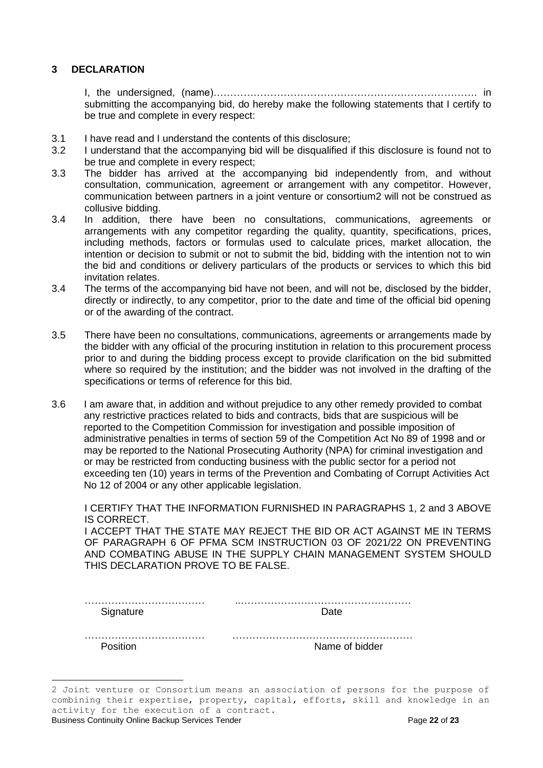## 3 DECLARATION

I, the undersigned, (name)……………………………………………………………………. in submitting the accompanying bid, do hereby make the following statements that I certify to be true and complete in every respect:

3.1 I have read and I understand the contents of this disclosure;

3.2 I understand that the accompanying bid will be disqualified if this disclosure is found not to be true and complete in every respect;

3.3 The bidder has arrived at the accompanying bid independently from, and without consultation, communication, agreement or arrangement with any competitor. However, communication between partners in a joint venture or consortium[2] will not be construed as collusive bidding.

3.4 In addition, there have been no consultations, communications, agreements or arrangements with any competitor regarding the quality, quantity, specifications, prices, including methods, factors or formulas used to calculate prices, market allocation, the intention or decision to submit or not to submit the bid, bidding with the intention not to win the bid and conditions or delivery particulars of the products or services to which this bid invitation relates.

3.4 The terms of the accompanying bid have not been, and will not be, disclosed by the bidder, directly or indirectly, to any competitor, prior to the date and time of the official bid opening or of the awarding of the contract.

3.5 There have been no consultations, communications, agreements or arrangements made by the bidder with any official of the procuring institution in relation to this procurement process prior to and during the bidding process except to provide clarification on the bid submitted where so required by the institution; and the bidder was not involved in the drafting of the specifications or terms of reference for this bid.

3.6 I am aware that, in addition and without prejudice to any other remedy provided to combat any restrictive practices related to bids and contracts, bids that are suspicious will be reported to the Competition Commission for investigation and possible imposition of administrative penalties in terms of section 59 of the Competition Act No 89 of 1998 and or may be reported to the National Prosecuting Authority (NPA) for criminal investigation and or may be restricted from conducting business with the public sector for a period not exceeding ten (10) years in terms of the Prevention and Combating of Corrupt Activities Act No 12 of 2004 or any other applicable legislation.

I CERTIFY THAT THE INFORMATION FURNISHED IN PARAGRAPHS 1, 2 and 3 ABOVE IS CORRECT.

I ACCEPT THAT THE STATE MAY REJECT THE BID OR ACT AGAINST ME IN TERMS OF PARAGRAPH 6 OF PFMA SCM INSTRUCTION 03 OF 2021/22 ON PREVENTING AND COMBATING ABUSE IN THE SUPPLY CHAIN MANAGEMENT SYSTEM SHOULD THIS DECLARATION PROVE TO BE FALSE.

……………………………… ……………………………………………
Signature Date

……………………………… ……………………………………………
Position Name of bidder

---

[2] Joint venture or Consortium means an association of persons for the purpose of combining their expertise, property, capital, efforts, skill and knowledge in an activity for the execution of a contract.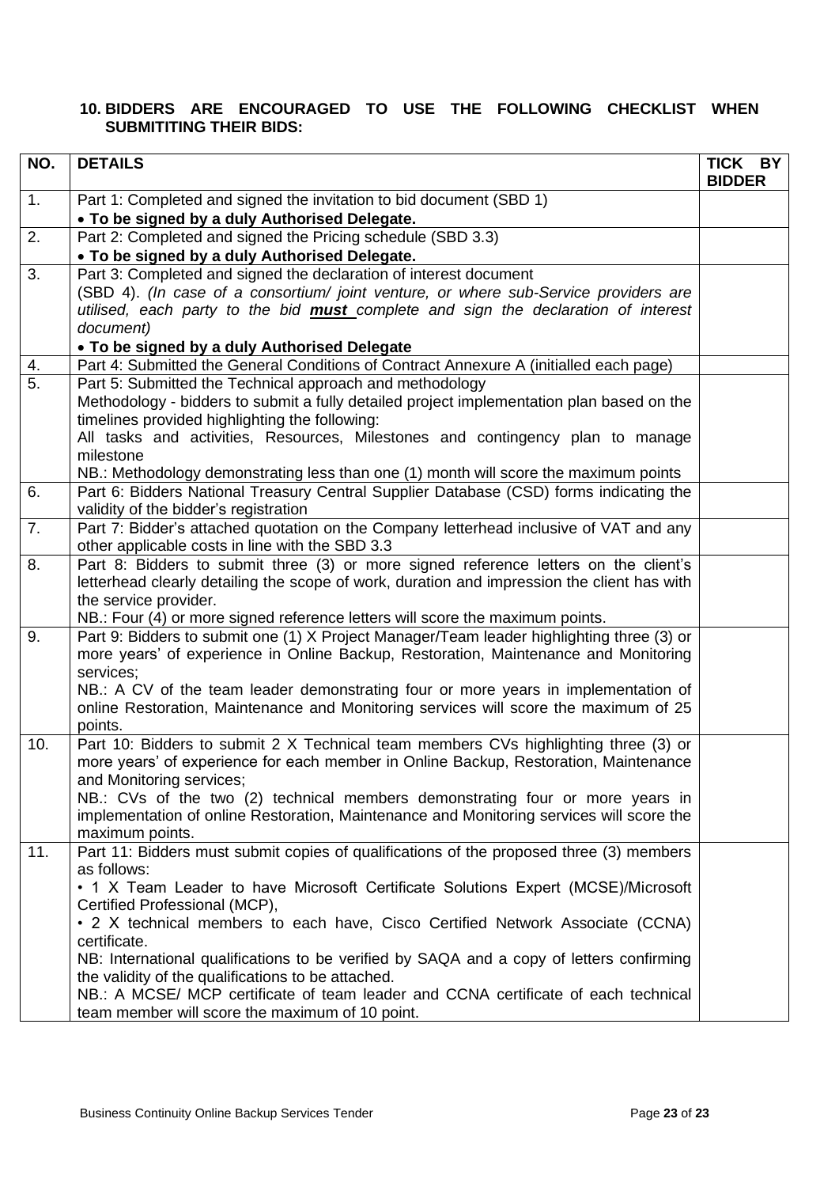## 10. BIDDERS ARE ENCOURAGED TO USE THE FOLLOWING CHECKLIST WHEN SUBMITITING THEIR BIDS:

| NO. | DETAILS | TICK BY BIDDER |
|---|---|---|
| 1. | Part 1: Completed and signed the invitation to bid document (SBD 1)<br>• **To be signed by a duly Authorised Delegate.** | |
| 2. | Part 2: Completed and signed the Pricing schedule (SBD 3.3)<br>• **To be signed by a duly Authorised Delegate.** | |
| 3. | Part 3: Completed and signed the declaration of interest document (SBD 4). *(In case of a consortium/ joint venture, or where sub-Service providers are utilised, each party to the bid* ***must*** *complete and sign the declaration of interest document)*<br>• **To be signed by a duly Authorised Delegate** | |
| 4. | Part 4: Submitted the General Conditions of Contract Annexure A (initialled each page) | |
| 5. | Part 5: Submitted the Technical approach and methodology<br>Methodology - bidders to submit a fully detailed project implementation plan based on the timelines provided highlighting the following:<br>All tasks and activities, Resources, Milestones and contingency plan to manage milestone<br>NB.: Methodology demonstrating less than one (1) month will score the maximum points | |
| 6. | Part 6: Bidders National Treasury Central Supplier Database (CSD) forms indicating the validity of the bidder's registration | |
| 7. | Part 7: Bidder's attached quotation on the Company letterhead inclusive of VAT and any other applicable costs in line with the SBD 3.3 | |
| 8. | Part 8: Bidders to submit three (3) or more signed reference letters on the client's letterhead clearly detailing the scope of work, duration and impression the client has with the service provider.<br>NB.: Four (4) or more signed reference letters will score the maximum points. | |
| 9. | Part 9: Bidders to submit one (1) X Project Manager/Team leader highlighting three (3) or more years' of experience in Online Backup, Restoration, Maintenance and Monitoring services;<br>NB.: A CV of the team leader demonstrating four or more years in implementation of online Restoration, Maintenance and Monitoring services will score the maximum of 25 points. | |
| 10. | Part 10: Bidders to submit 2 X Technical team members CVs highlighting three (3) or more years' of experience for each member in Online Backup, Restoration, Maintenance and Monitoring services;<br>NB.: CVs of the two (2) technical members demonstrating four or more years in implementation of online Restoration, Maintenance and Monitoring services will score the maximum points. | |
| 11. | Part 11: Bidders must submit copies of qualifications of the proposed three (3) members as follows:<br>• 1 X Team Leader to have Microsoft Certificate Solutions Expert (MCSE)/Microsoft Certified Professional (MCP),<br>• 2 X technical members to each have, Cisco Certified Network Associate (CCNA) certificate.<br>NB: International qualifications to be verified by SAQA and a copy of letters confirming the validity of the qualifications to be attached.<br>NB.: A MCSE/ MCP certificate of team leader and CCNA certificate of each technical team member will score the maximum of 10 point. | |